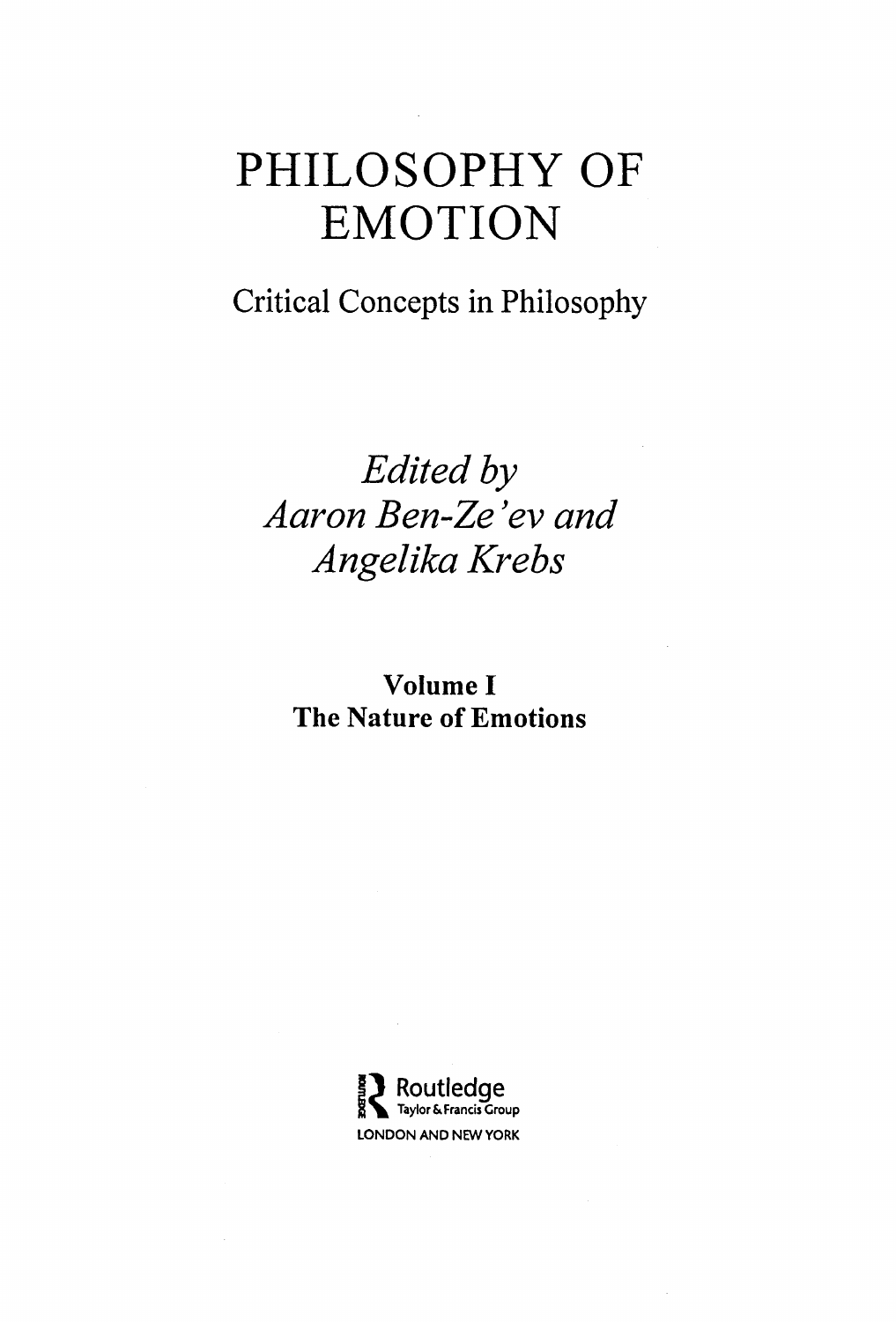# PHILOSOPHY OF EMOTION

Critical Concepts in Philosophy

*Edited by*
*Aaron Ben-Ze'ev and*
*Angelika Krebs*

**Volume I**
**The Nature of Emotions**

Routledge
Taylor & Francis Group
LONDON AND NEW YORK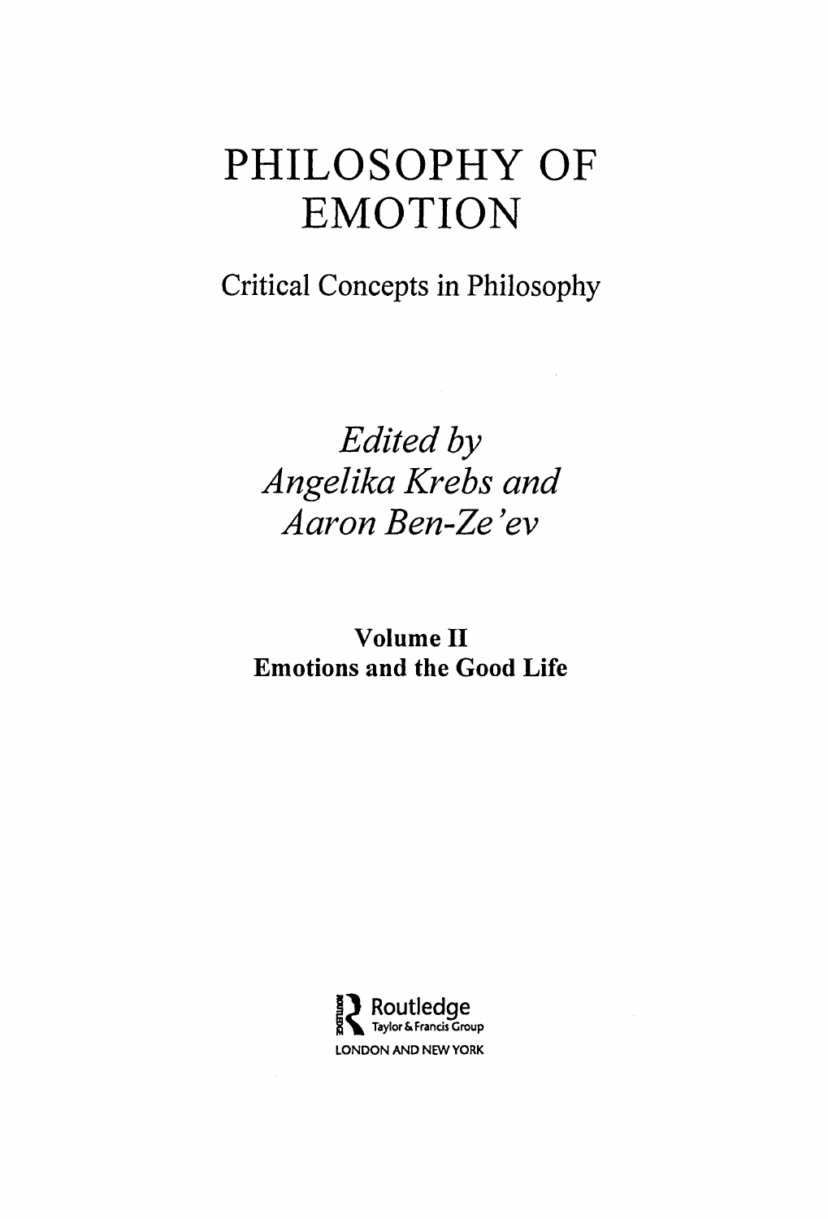# PHILOSOPHY OF EMOTION

## Critical Concepts in Philosophy

*Edited by*
*Angelika Krebs and*
*Aaron Ben-Ze'ev*

**Volume II**
**Emotions and the Good Life**

Routledge
Taylor & Francis Group
LONDON AND NEW YORK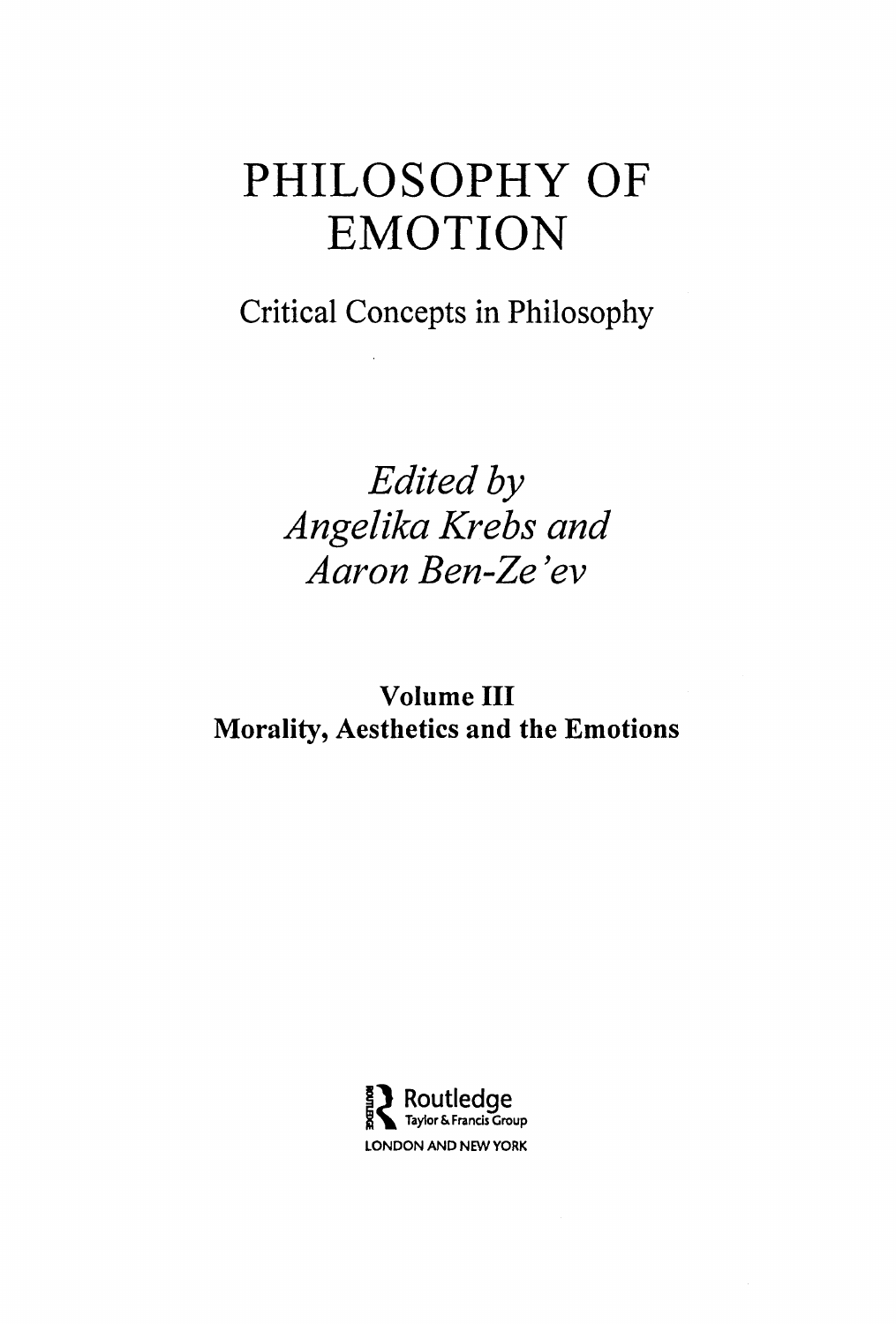# PHILOSOPHY OF EMOTION

Critical Concepts in Philosophy

*Edited by*
*Angelika Krebs and*
*Aaron Ben-Ze'ev*

**Volume III**
**Morality, Aesthetics and the Emotions**

Routledge
Taylor & Francis Group
LONDON AND NEW YORK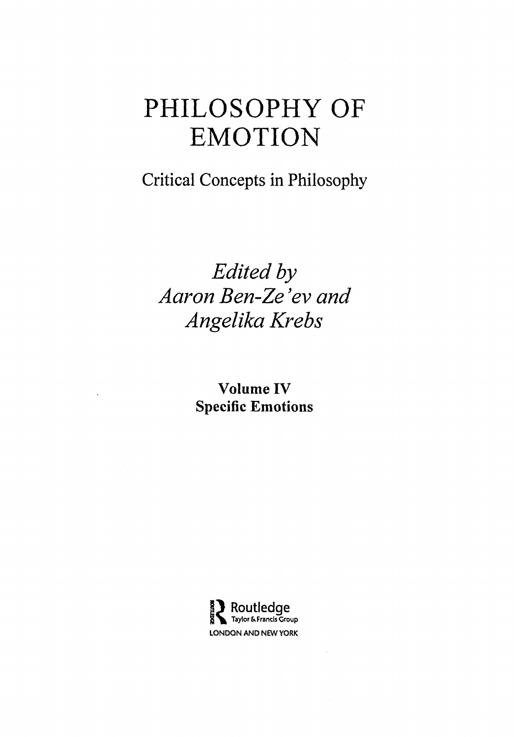# PHILOSOPHY OF EMOTION

Critical Concepts in Philosophy

*Edited by*
*Aaron Ben-Ze'ev and*
*Angelika Krebs*

**Volume IV**
**Specific Emotions**

Routledge
Taylor & Francis Group
LONDON AND NEW YORK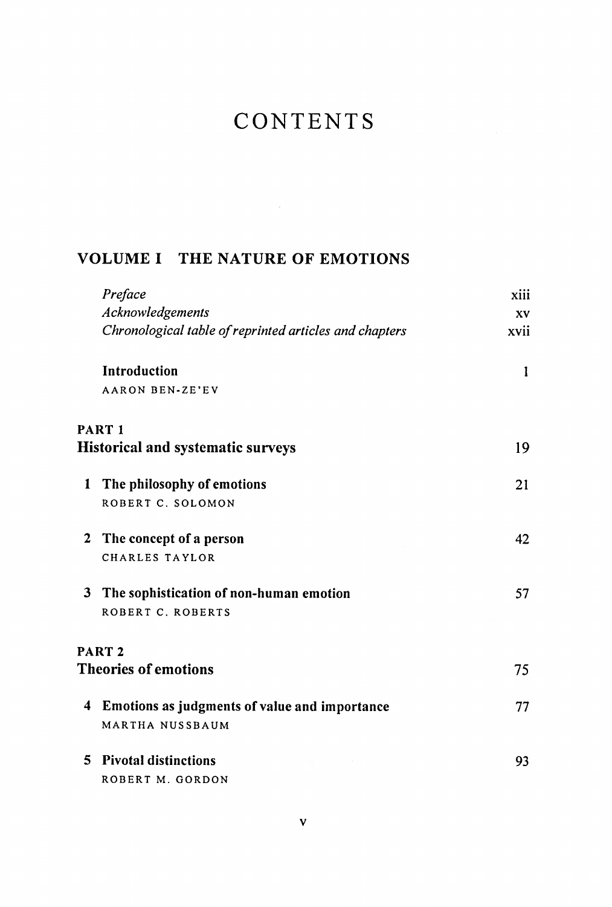# CONTENTS

## VOLUME I THE NATURE OF EMOTIONS

| | |
|---|---|
| *Preface* | xiii |
| *Acknowledgements* | xv |
| *Chronological table of reprinted articles and chapters* | xvii |

**Introduction** 1
AARON BEN-ZE'EV

**PART 1**
### Historical and systematic surveys 19

1 **The philosophy of emotions** 21
ROBERT C. SOLOMON

2 **The concept of a person** 42
CHARLES TAYLOR

3 **The sophistication of non-human emotion** 57
ROBERT C. ROBERTS

**PART 2**
### Theories of emotions 75

4 **Emotions as judgments of value and importance** 77
MARTHA NUSSBAUM

5 **Pivotal distinctions** 93
ROBERT M. GORDON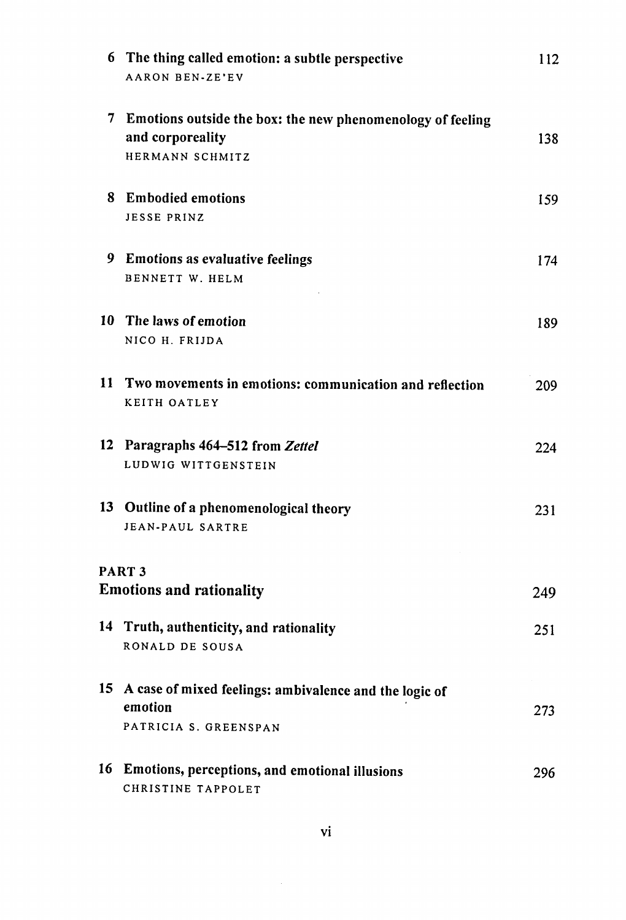| | | |
|---|---|---|
| 6 | **The thing called emotion: a subtle perspective**<br>AARON BEN-ZE'EV | 112 |
| 7 | **Emotions outside the box: the new phenomenology of feeling and corporeality**<br>HERMANN SCHMITZ | 138 |
| 8 | **Embodied emotions**<br>JESSE PRINZ | 159 |
| 9 | **Emotions as evaluative feelings**<br>BENNETT W. HELM | 174 |
| 10 | **The laws of emotion**<br>NICO H. FRIJDA | 189 |
| 11 | **Two movements in emotions: communication and reflection**<br>KEITH OATLEY | 209 |
| 12 | **Paragraphs 464–512 from *Zettel***<br>LUDWIG WITTGENSTEIN | 224 |
| 13 | **Outline of a phenomenological theory**<br>JEAN-PAUL SARTRE | 231 |

## PART 3
## Emotions and rationality — 249

| | | |
|---|---|---|
| 14 | **Truth, authenticity, and rationality**<br>RONALD DE SOUSA | 251 |
| 15 | **A case of mixed feelings: ambivalence and the logic of emotion**<br>PATRICIA S. GREENSPAN | 273 |
| 16 | **Emotions, perceptions, and emotional illusions**<br>CHRISTINE TAPPOLET | 296 |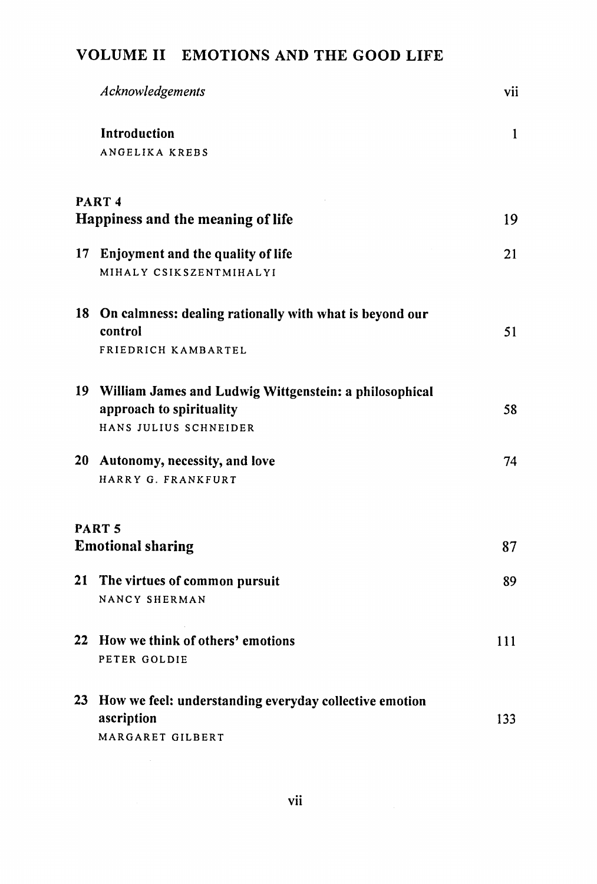# VOLUME II EMOTIONS AND THE GOOD LIFE

*Acknowledgements* vii

**Introduction** 1
ANGELIKA KREBS

## PART 4
## Happiness and the meaning of life 19

**17 Enjoyment and the quality of life** 21
MIHALY CSIKSZENTMIHALYI

**18 On calmness: dealing rationally with what is beyond our control** 51
FRIEDRICH KAMBARTEL

**19 William James and Ludwig Wittgenstein: a philosophical approach to spirituality** 58
HANS JULIUS SCHNEIDER

**20 Autonomy, necessity, and love** 74
HARRY G. FRANKFURT

## PART 5
## Emotional sharing 87

**21 The virtues of common pursuit** 89
NANCY SHERMAN

**22 How we think of others' emotions** 111
PETER GOLDIE

**23 How we feel: understanding everyday collective emotion ascription** 133
MARGARET GILBERT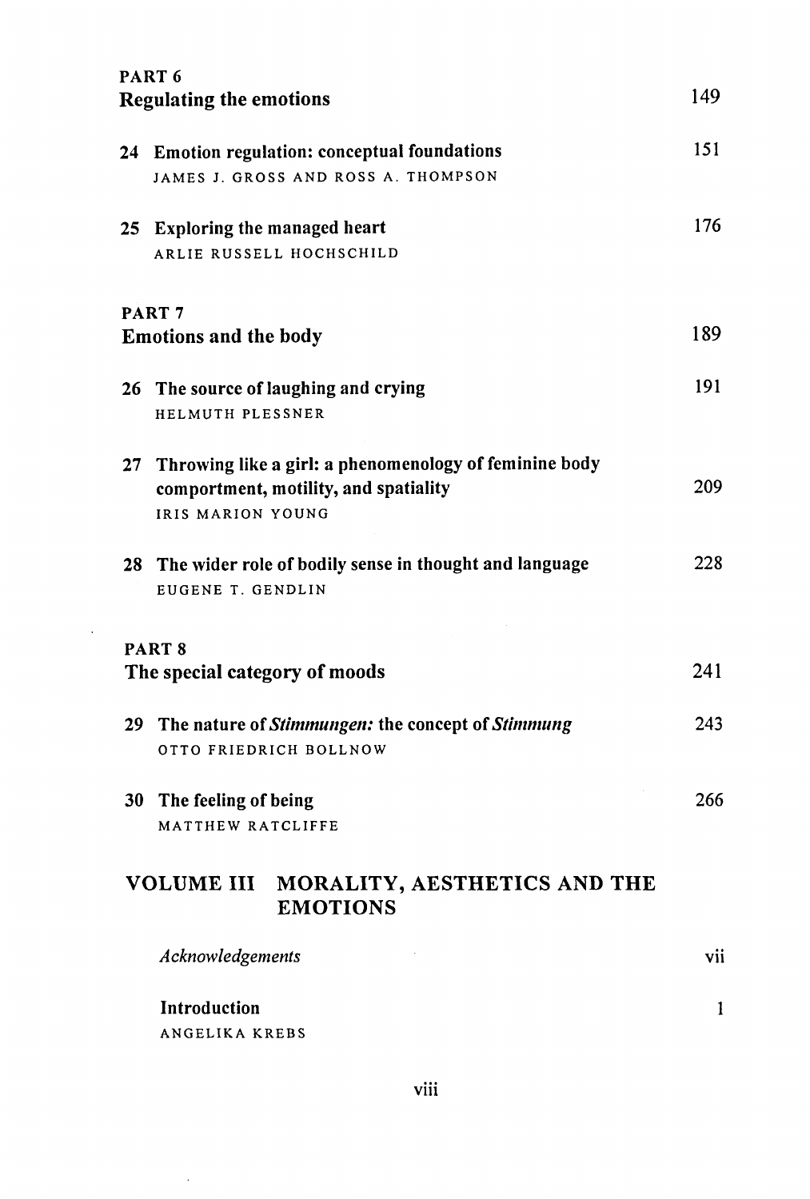PART 6
## Regulating the emotions 149

24 **Emotion regulation: conceptual foundations** 151
JAMES J. GROSS AND ROSS A. THOMPSON

25 **Exploring the managed heart** 176
ARLIE RUSSELL HOCHSCHILD

PART 7
## Emotions and the body 189

26 **The source of laughing and crying** 191
HELMUTH PLESSNER

27 **Throwing like a girl: a phenomenology of feminine body comportment, motility, and spatiality** 209
IRIS MARION YOUNG

28 **The wider role of bodily sense in thought and language** 228
EUGENE T. GENDLIN

PART 8
## The special category of moods 241

29 **The nature of *Stimmungen:* the concept of *Stimmung*** 243
OTTO FRIEDRICH BOLLNOW

30 **The feeling of being** 266
MATTHEW RATCLIFFE

# VOLUME III MORALITY, AESTHETICS AND THE EMOTIONS

*Acknowledgements* vii

**Introduction** 1
ANGELIKA KREBS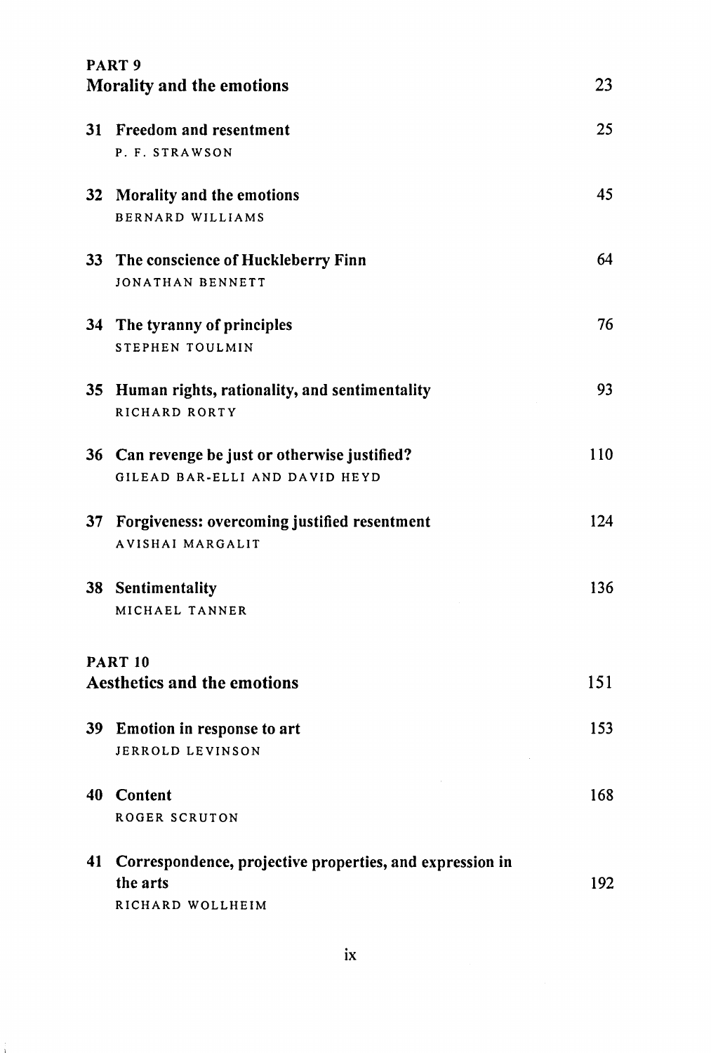## PART 9
## Morality and the emotions 23

31 **Freedom and resentment** 25
P. F. STRAWSON

32 **Morality and the emotions** 45
BERNARD WILLIAMS

33 **The conscience of Huckleberry Finn** 64
JONATHAN BENNETT

34 **The tyranny of principles** 76
STEPHEN TOULMIN

35 **Human rights, rationality, and sentimentality** 93
RICHARD RORTY

36 **Can revenge be just or otherwise justified?** 110
GILEAD BAR-ELLI AND DAVID HEYD

37 **Forgiveness: overcoming justified resentment** 124
AVISHAI MARGALIT

38 **Sentimentality** 136
MICHAEL TANNER

## PART 10
## Aesthetics and the emotions 151

39 **Emotion in response to art** 153
JERROLD LEVINSON

40 **Content** 168
ROGER SCRUTON

41 **Correspondence, projective properties, and expression in the arts** 192
RICHARD WOLLHEIM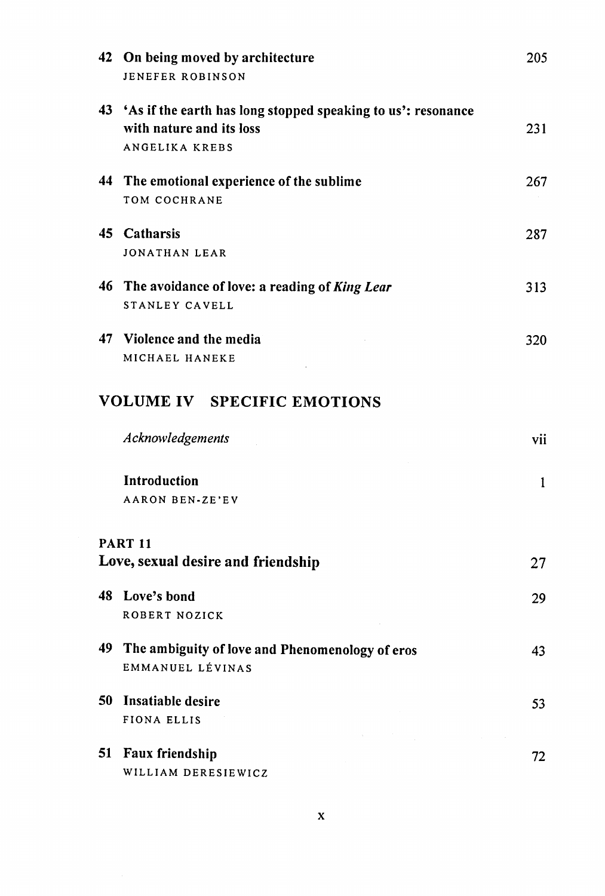42 **On being moved by architecture** 205
JENEFER ROBINSON

43 **'As if the earth has long stopped speaking to us': resonance with nature and its loss** 231
ANGELIKA KREBS

44 **The emotional experience of the sublime** 267
TOM COCHRANE

45 **Catharsis** 287
JONATHAN LEAR

46 **The avoidance of love: a reading of *King Lear*** 313
STANLEY CAVELL

47 **Violence and the media** 320
MICHAEL HANEKE

## VOLUME IV SPECIFIC EMOTIONS

*Acknowledgements* vii

**Introduction** 1
AARON BEN-ZE'EV

### PART 11
### Love, sexual desire and friendship 27

48 **Love's bond** 29
ROBERT NOZICK

49 **The ambiguity of love and Phenomenology of eros** 43
EMMANUEL LÉVINAS

50 **Insatiable desire** 53
FIONA ELLIS

51 **Faux friendship** 72
WILLIAM DERESIEWICZ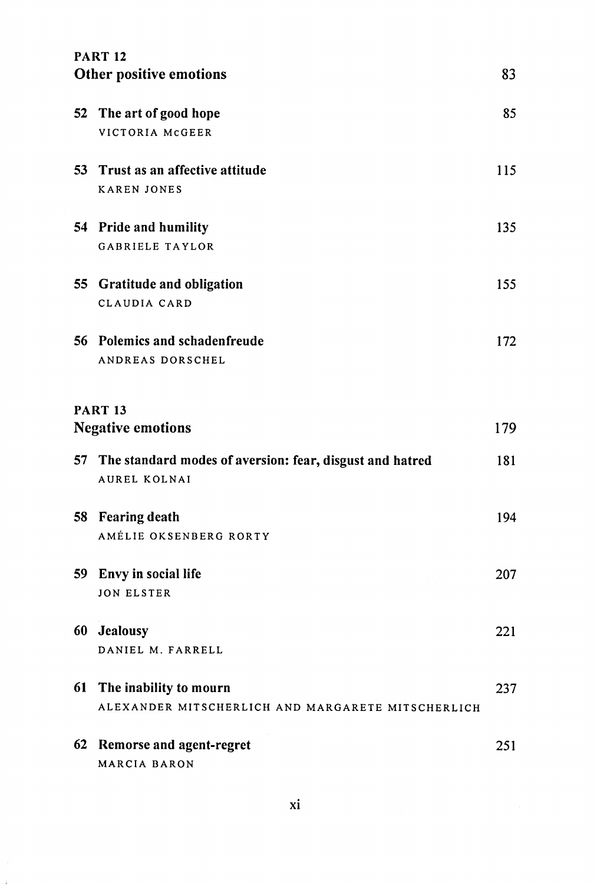## PART 12
## Other positive emotions 83

52 **The art of good hope** 85
VICTORIA McGEER

53 **Trust as an affective attitude** 115
KAREN JONES

54 **Pride and humility** 135
GABRIELE TAYLOR

55 **Gratitude and obligation** 155
CLAUDIA CARD

56 **Polemics and schadenfreude** 172
ANDREAS DORSCHEL

## PART 13
## Negative emotions 179

57 **The standard modes of aversion: fear, disgust and hatred** 181
AUREL KOLNAI

58 **Fearing death** 194
AMÉLIE OKSENBERG RORTY

59 **Envy in social life** 207
JON ELSTER

60 **Jealousy** 221
DANIEL M. FARRELL

61 **The inability to mourn** 237
ALEXANDER MITSCHERLICH AND MARGARETE MITSCHERLICH

62 **Remorse and agent-regret** 251
MARCIA BARON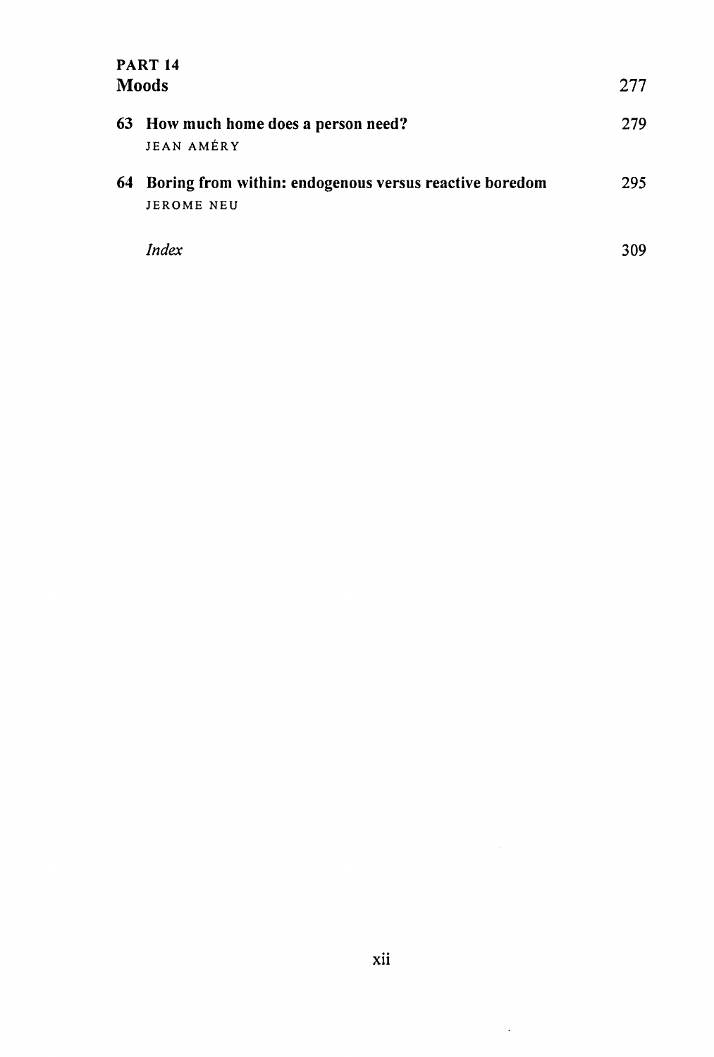**PART 14**
**Moods** 277

**63 How much home does a person need?** 279
JEAN AMÉRY

**64 Boring from within: endogenous versus reactive boredom** 295
JEROME NEU

*Index* 309